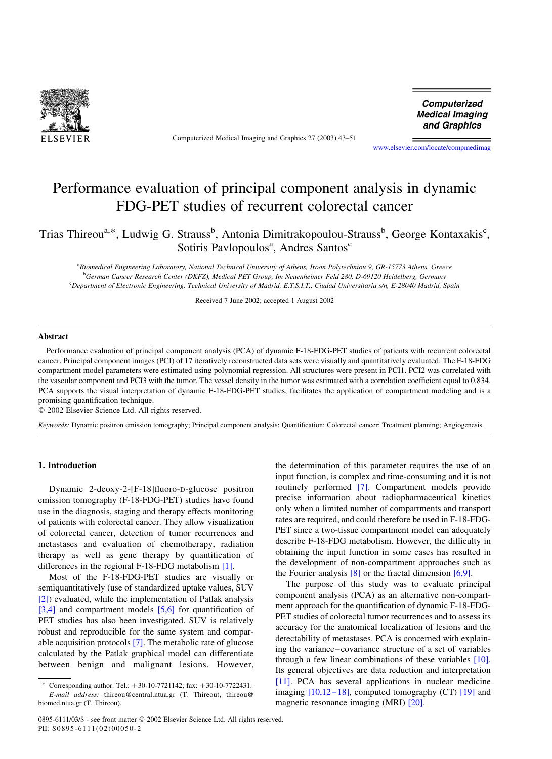# Performance evaluation of principal component analysis in dynamic FDG-PET studies of recurrent colorectal cancer

Trias Thireou[a,*], Ludwig G. Strauss[b], Antonia Dimitrakopoulou-Strauss[b], George Kontaxakis[c], Sotiris Pavlopoulos[a], Andres Santos[c]

[a]Biomedical Engineering Laboratory, National Technical University of Athens, Iroon Polytechniou 9, GR-15773 Athens, Greece
[b]German Cancer Research Center (DKFZ), Medical PET Group, Im Neuenheimer Feld 280, D-69120 Heidelberg, Germany
[c]Department of Electronic Engineering, Technical University of Madrid, E.T.S.I.T., Ciudad Universitaria s/n, E-28040 Madrid, Spain

Received 7 June 2002; accepted 1 August 2002

## Abstract

Performance evaluation of principal component analysis (PCA) of dynamic F-18-FDG-PET studies of patients with recurrent colorectal cancer. Principal component images (PCI) of 17 iteratively reconstructed data sets were visually and quantitatively evaluated. The F-18-FDG compartment model parameters were estimated using polynomial regression. All structures were present in PCI1. PCI2 was correlated with the vascular component and PCI3 with the tumor. The vessel density in the tumor was estimated with a correlation coefficient equal to 0.834. PCA supports the visual interpretation of dynamic F-18-FDG-PET studies, facilitates the application of compartment modeling and is a promising quantification technique.

© 2002 Elsevier Science Ltd. All rights reserved.

*Keywords:* Dynamic positron emission tomography; Principal component analysis; Quantification; Colorectal cancer; Treatment planning; Angiogenesis

## 1. Introduction

Dynamic 2-deoxy-2-[F-18]fluoro-D-glucose positron emission tomography (F-18-FDG-PET) studies have found use in the diagnosis, staging and therapy effects monitoring of patients with colorectal cancer. They allow visualization of colorectal cancer, detection of tumor recurrences and metastases and evaluation of chemotherapy, radiation therapy as well as gene therapy by quantification of differences in the regional F-18-FDG metabolism [1].

Most of the F-18-FDG-PET studies are visually or semiquantitatively (use of standardized uptake values, SUV [2]) evaluated, while the implementation of Patlak analysis [3,4] and compartment models [5,6] for quantification of PET studies has also been investigated. SUV is relatively robust and reproducible for the same system and comparable acquisition protocols [7]. The metabolic rate of glucose calculated by the Patlak graphical model can differentiate between benign and malignant lesions. However, the determination of this parameter requires the use of an input function, is complex and time-consuming and it is not routinely performed [7]. Compartment models provide precise information about radiopharmaceutical kinetics only when a limited number of compartments and transport rates are required, and could therefore be used in F-18-FDG-PET since a two-tissue compartment model can adequately describe F-18-FDG metabolism. However, the difficulty in obtaining the input function in some cases has resulted in the development of non-compartment approaches such as the Fourier analysis [8] or the fractal dimension [6,9].

The purpose of this study was to evaluate principal component analysis (PCA) as an alternative non-compartment approach for the quantification of dynamic F-18-FDG-PET studies of colorectal tumor recurrences and to assess its accuracy for the anatomical localization of lesions and the detectability of metastases. PCA is concerned with explaining the variance–covariance structure of a set of variables through a few linear combinations of these variables [10]. Its general objectives are data reduction and interpretation [11]. PCA has several applications in nuclear medicine imaging [10,12–18], computed tomography (CT) [19] and magnetic resonance imaging (MRI) [20].

\* Corresponding author. Tel.: +30-10-7721142; fax: +30-10-7722431. *E-mail address:* thireou@central.ntua.gr (T. Thireou), thireou@biomed.ntua.gr (T. Thireou).

0895-6111/03/$ - see front matter © 2002 Elsevier Science Ltd. All rights reserved.
PII: S0895-6111(02)00050-2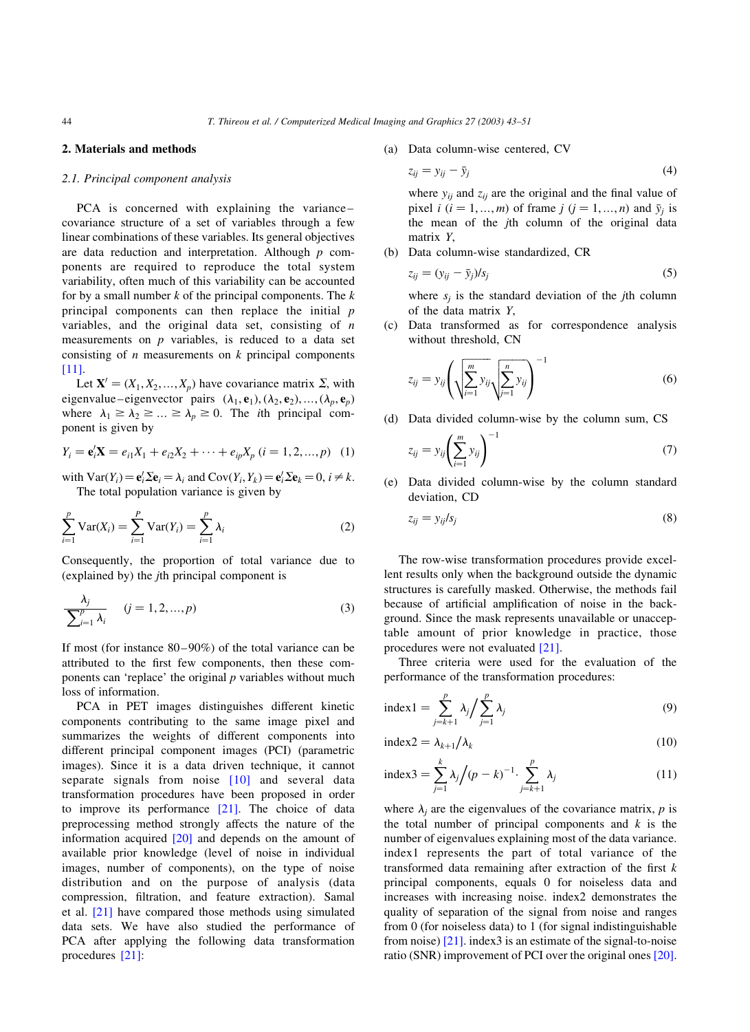## 2. Materials and methods

### 2.1. Principal component analysis

PCA is concerned with explaining the variance–covariance structure of a set of variables through a few linear combinations of these variables. Its general objectives are data reduction and interpretation. Although $p$ components are required to reproduce the total system variability, often much of this variability can be accounted for by a small number $k$ of the principal components. The $k$ principal components can then replace the initial $p$ variables, and the original data set, consisting of $n$ measurements on $p$ variables, is reduced to a data set consisting of $n$ measurements on $k$ principal components [11].

Let $\mathbf{X}' = (X_1, X_2, \ldots, X_p)$ have covariance matrix $\Sigma$, with eigenvalue–eigenvector pairs $(\lambda_1, \mathbf{e}_1), (\lambda_2, \mathbf{e}_2), \ldots, (\lambda_p, \mathbf{e}_p)$ where $\lambda_1 \geq \lambda_2 \geq \ldots \geq \lambda_p \geq 0$. The $i$th principal component is given by

$$Y_i = \mathbf{e}_i'\mathbf{X} = e_{i1}X_1 + e_{i2}X_2 + \cdots + e_{ip}X_p \ (i = 1, 2, \ldots, p) \quad (1)$$

with $\mathrm{Var}(Y_i) = \mathbf{e}_i'\Sigma\mathbf{e}_i = \lambda_i$ and $\mathrm{Cov}(Y_i, Y_k) = \mathbf{e}_i'\Sigma\mathbf{e}_k = 0, \ i \neq k$.

The total population variance is given by

$$\sum_{i=1}^{p} \mathrm{Var}(X_i) = \sum_{i=1}^{p} \mathrm{Var}(Y_i) = \sum_{i=1}^{p} \lambda_i \quad (2)$$

Consequently, the proportion of total variance due to (explained by) the $j$th principal component is

$$\frac{\lambda_j}{\sum_{i=1}^{p} \lambda_i} \qquad (j = 1, 2, \ldots, p) \quad (3)$$

If most (for instance 80–90%) of the total variance can be attributed to the first few components, then these components can 'replace' the original $p$ variables without much loss of information.

PCA in PET images distinguishes different kinetic components contributing to the same image pixel and summarizes the weights of different components into different principal component images (PCI) (parametric images). Since it is a data driven technique, it cannot separate signals from noise [10] and several data transformation procedures have been proposed in order to improve its performance [21]. The choice of data preprocessing method strongly affects the nature of the information acquired [20] and depends on the amount of available prior knowledge (level of noise in individual images, number of components), on the type of noise distribution and on the purpose of analysis (data compression, filtration, and feature extraction). Samal et al. [21] have compared those methods using simulated data sets. We have also studied the performance of PCA after applying the following data transformation procedures [21]:

(a) Data column-wise centered, CV

$$z_{ij} = y_{ij} - \bar{y}_j \quad (4)$$

where $y_{ij}$ and $z_{ij}$ are the original and the final value of pixel $i$ $(i = 1, \ldots, m)$ of frame $j$ $(j = 1, \ldots, n)$ and $\bar{y}_j$ is the mean of the $j$th column of the original data matrix $Y$,

(b) Data column-wise standardized, CR

$$z_{ij} = (y_{ij} - \bar{y}_j)/s_j \quad (5)$$

where $s_j$ is the standard deviation of the $j$th column of the data matrix $Y$,

(c) Data transformed as for correspondence analysis without threshold, CN

$$z_{ij} = y_{ij}\left(\sqrt{\sum_{i=1}^{m} y_{ij}}\sqrt{\sum_{j=1}^{n} y_{ij}}\right)^{-1} \quad (6)$$

(d) Data divided column-wise by the column sum, CS

$$z_{ij} = y_{ij}\left(\sum_{i=1}^{m} y_{ij}\right)^{-1} \quad (7)$$

(e) Data divided column-wise by the column standard deviation, CD

$$z_{ij} = y_{ij}/s_j \quad (8)$$

The row-wise transformation procedures provide excellent results only when the background outside the dynamic structures is carefully masked. Otherwise, the methods fail because of artificial amplification of noise in the background. Since the mask represents unavailable or unacceptable amount of prior knowledge in practice, those procedures were not evaluated [21].

Three criteria were used for the evaluation of the performance of the transformation procedures:

$$\text{index1} = \sum_{j=k+1}^{p} \lambda_j \Big/ \sum_{j=1}^{p} \lambda_j \quad (9)$$

$$\text{index2} = \lambda_{k+1}/\lambda_k \quad (10)$$

$$\text{index3} = \sum_{j=1}^{k} \lambda_j \Big/ (p-k)^{-1} \cdot \sum_{j=k+1}^{p} \lambda_j \quad (11)$$

where $\lambda_j$ are the eigenvalues of the covariance matrix, $p$ is the total number of principal components and $k$ is the number of eigenvalues explaining most of the data variance. index1 represents the part of total variance of the transformed data remaining after extraction of the first $k$ principal components, equals 0 for noiseless data and increases with increasing noise. index2 demonstrates the quality of separation of the signal from noise and ranges from 0 (for noiseless data) to 1 (for signal indistinguishable from noise) [21]. index3 is an estimate of the signal-to-noise ratio (SNR) improvement of PCI over the original ones [20].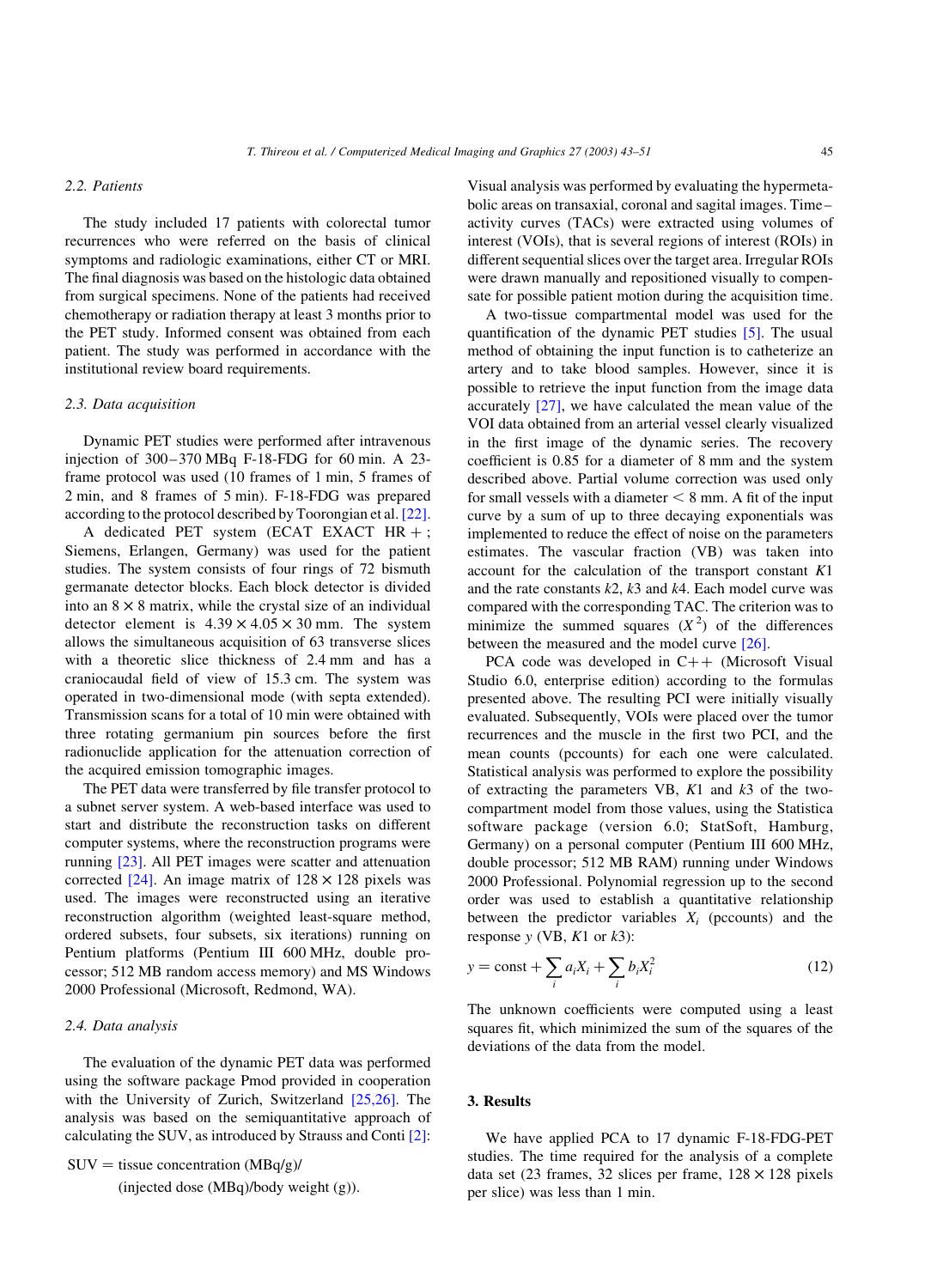### 2.2. Patients

The study included 17 patients with colorectal tumor recurrences who were referred on the basis of clinical symptoms and radiologic examinations, either CT or MRI. The final diagnosis was based on the histologic data obtained from surgical specimens. None of the patients had received chemotherapy or radiation therapy at least 3 months prior to the PET study. Informed consent was obtained from each patient. The study was performed in accordance with the institutional review board requirements.

### 2.3. Data acquisition

Dynamic PET studies were performed after intravenous injection of 300–370 MBq F-18-FDG for 60 min. A 23-frame protocol was used (10 frames of 1 min, 5 frames of 2 min, and 8 frames of 5 min). F-18-FDG was prepared according to the protocol described by Toorongian et al. [22].

A dedicated PET system (ECAT EXACT HR+; Siemens, Erlangen, Germany) was used for the patient studies. The system consists of four rings of 72 bismuth germanate detector blocks. Each block detector is divided into an $8 \times 8$ matrix, while the crystal size of an individual detector element is $4.39 \times 4.05 \times 30$ mm. The system allows the simultaneous acquisition of 63 transverse slices with a theoretic slice thickness of 2.4 mm and has a craniocaudal field of view of 15.3 cm. The system was operated in two-dimensional mode (with septa extended). Transmission scans for a total of 10 min were obtained with three rotating germanium pin sources before the first radionuclide application for the attenuation correction of the acquired emission tomographic images.

The PET data were transferred by file transfer protocol to a subnet server system. A web-based interface was used to start and distribute the reconstruction tasks on different computer systems, where the reconstruction programs were running [23]. All PET images were scatter and attenuation corrected [24]. An image matrix of $128 \times 128$ pixels was used. The images were reconstructed using an iterative reconstruction algorithm (weighted least-square method, ordered subsets, four subsets, six iterations) running on Pentium platforms (Pentium III 600 MHz, double processor; 512 MB random access memory) and MS Windows 2000 Professional (Microsoft, Redmond, WA).

### 2.4. Data analysis

The evaluation of the dynamic PET data was performed using the software package Pmod provided in cooperation with the University of Zurich, Switzerland [25,26]. The analysis was based on the semiquantitative approach of calculating the SUV, as introduced by Strauss and Conti [2]:

$$\text{SUV} = \text{tissue concentration (MBq/g)}/\text{(injected dose (MBq)/body weight (g))}.$$

Visual analysis was performed by evaluating the hypermetabolic areas on transaxial, coronal and sagital images. Time–activity curves (TACs) were extracted using volumes of interest (VOIs), that is several regions of interest (ROIs) in different sequential slices over the target area. Irregular ROIs were drawn manually and repositioned visually to compensate for possible patient motion during the acquisition time.

A two-tissue compartmental model was used for the quantification of the dynamic PET studies [5]. The usual method of obtaining the input function is to catheterize an artery and to take blood samples. However, since it is possible to retrieve the input function from the image data accurately [27], we have calculated the mean value of the VOI data obtained from an arterial vessel clearly visualized in the first image of the dynamic series. The recovery coefficient is 0.85 for a diameter of 8 mm and the system described above. Partial volume correction was used only for small vessels with a diameter < 8 mm. A fit of the input curve by a sum of up to three decaying exponentials was implemented to reduce the effect of noise on the parameters estimates. The vascular fraction (VB) was taken into account for the calculation of the transport constant $K1$ and the rate constants $k2$, $k3$ and $k4$. Each model curve was compared with the corresponding TAC. The criterion was to minimize the summed squares ($X^2$) of the differences between the measured and the model curve [26].

PCA code was developed in C++ (Microsoft Visual Studio 6.0, enterprise edition) according to the formulas presented above. The resulting PCI were initially visually evaluated. Subsequently, VOIs were placed over the tumor recurrences and the muscle in the first two PCI, and the mean counts (pccounts) for each one were calculated. Statistical analysis was performed to explore the possibility of extracting the parameters VB, $K1$ and $k3$ of the two-compartment model from those values, using the Statistica software package (version 6.0; StatSoft, Hamburg, Germany) on a personal computer (Pentium III 600 MHz, double processor; 512 MB RAM) running under Windows 2000 Professional. Polynomial regression up to the second order was used to establish a quantitative relationship between the predictor variables $X_i$ (pccounts) and the response $y$ (VB, $K1$ or $k3$):

$$y = \text{const} + \sum_i a_i X_i + \sum_i b_i X_i^2 \tag{12}$$

The unknown coefficients were computed using a least squares fit, which minimized the sum of the squares of the deviations of the data from the model.

## 3. Results

We have applied PCA to 17 dynamic F-18-FDG-PET studies. The time required for the analysis of a complete data set (23 frames, 32 slices per frame, $128 \times 128$ pixels per slice) was less than 1 min.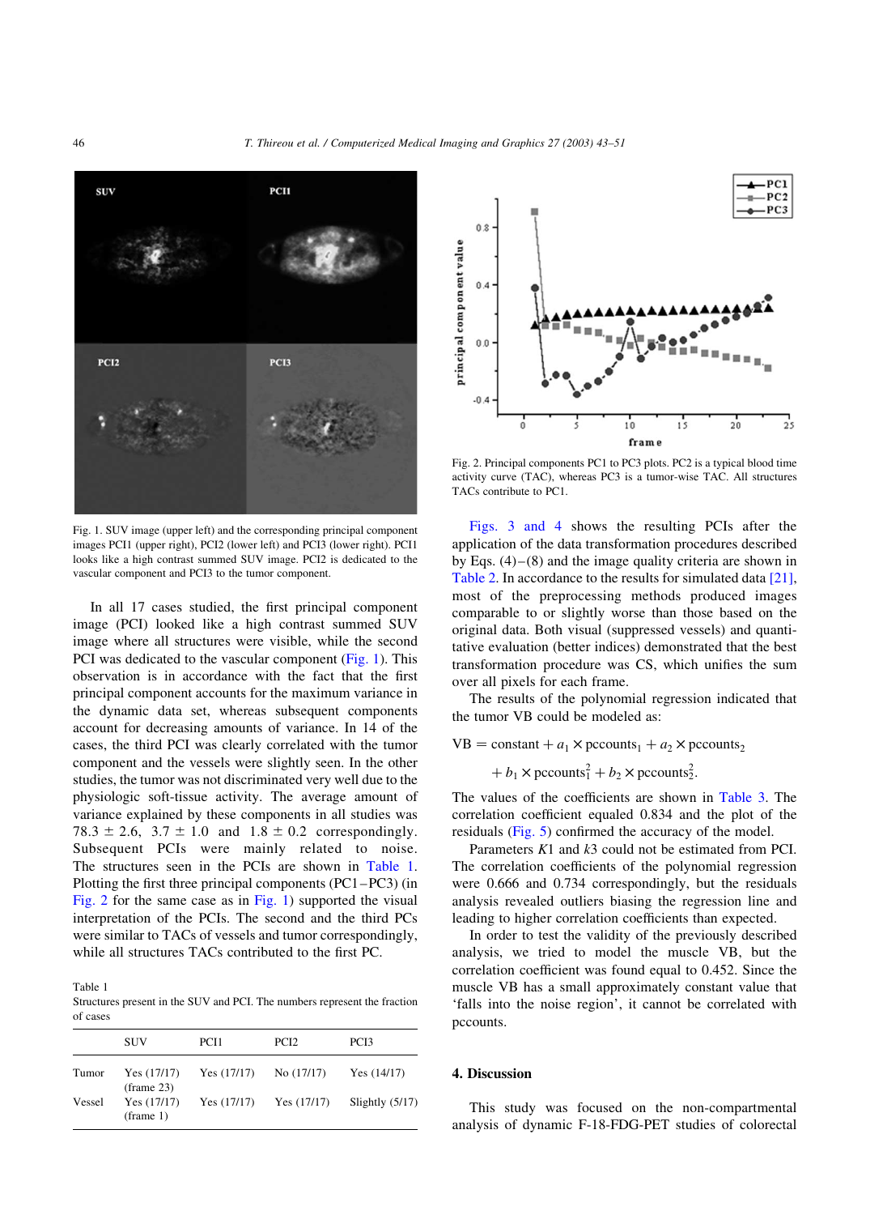Fig. 1. SUV image (upper left) and the corresponding principal component images PCI1 (upper right), PCI2 (lower left) and PCI3 (lower right). PCI1 looks like a high contrast summed SUV image. PCI2 is dedicated to the vascular component and PCI3 to the tumor component.

In all 17 cases studied, the first principal component image (PCI) looked like a high contrast summed SUV image where all structures were visible, while the second PCI was dedicated to the vascular component (Fig. 1). This observation is in accordance with the fact that the first principal component accounts for the maximum variance in the dynamic data set, whereas subsequent components account for decreasing amounts of variance. In 14 of the cases, the third PCI was clearly correlated with the tumor component and the vessels were slightly seen. In the other studies, the tumor was not discriminated very well due to the physiologic soft-tissue activity. The average amount of variance explained by these components in all studies was $78.3 \pm 2.6$, $3.7 \pm 1.0$ and $1.8 \pm 0.2$ correspondingly. Subsequent PCIs were mainly related to noise. The structures seen in the PCIs are shown in Table 1. Plotting the first three principal components (PC1–PC3) (in Fig. 2 for the same case as in Fig. 1) supported the visual interpretation of the PCIs. The second and the third PCs were similar to TACs of vessels and tumor correspondingly, while all structures TACs contributed to the first PC.

Table 1
Structures present in the SUV and PCI. The numbers represent the fraction of cases

| | SUV | PCI1 | PCI2 | PCI3 |
|---|---|---|---|---|
| Tumor | Yes (17/17) (frame 23) | Yes (17/17) | No (17/17) | Yes (14/17) |
| Vessel | Yes (17/17) (frame 1) | Yes (17/17) | Yes (17/17) | Slightly (5/17) |

Fig. 2. Principal components PC1 to PC3 plots. PC2 is a typical blood time activity curve (TAC), whereas PC3 is a tumor-wise TAC. All structures TACs contribute to PC1.

Figs. 3 and 4 shows the resulting PCIs after the application of the data transformation procedures described by Eqs. (4)–(8) and the image quality criteria are shown in Table 2. In accordance to the results for simulated data [21], most of the preprocessing methods produced images comparable to or slightly worse than those based on the original data. Both visual (suppressed vessels) and quantitative evaluation (better indices) demonstrated that the best transformation procedure was CS, which unifies the sum over all pixels for each frame.

The results of the polynomial regression indicated that the tumor VB could be modeled as:

$$\mathrm{VB} = \mathrm{constant} + a_1 \times \mathrm{pccounts}_1 + a_2 \times \mathrm{pccounts}_2 + b_1 \times \mathrm{pccounts}_1^2 + b_2 \times \mathrm{pccounts}_2^2.$$

The values of the coefficients are shown in Table 3. The correlation coefficient equaled 0.834 and the plot of the residuals (Fig. 5) confirmed the accuracy of the model.

Parameters $K1$ and $k3$ could not be estimated from PCI. The correlation coefficients of the polynomial regression were 0.666 and 0.734 correspondingly, but the residuals analysis revealed outliers biasing the regression line and leading to higher correlation coefficients than expected.

In order to test the validity of the previously described analysis, we tried to model the muscle VB, but the correlation coefficient was found equal to 0.452. Since the muscle VB has a small approximately constant value that 'falls into the noise region', it cannot be correlated with pccounts.

## 4. Discussion

This study was focused on the non-compartmental analysis of dynamic F-18-FDG-PET studies of colorectal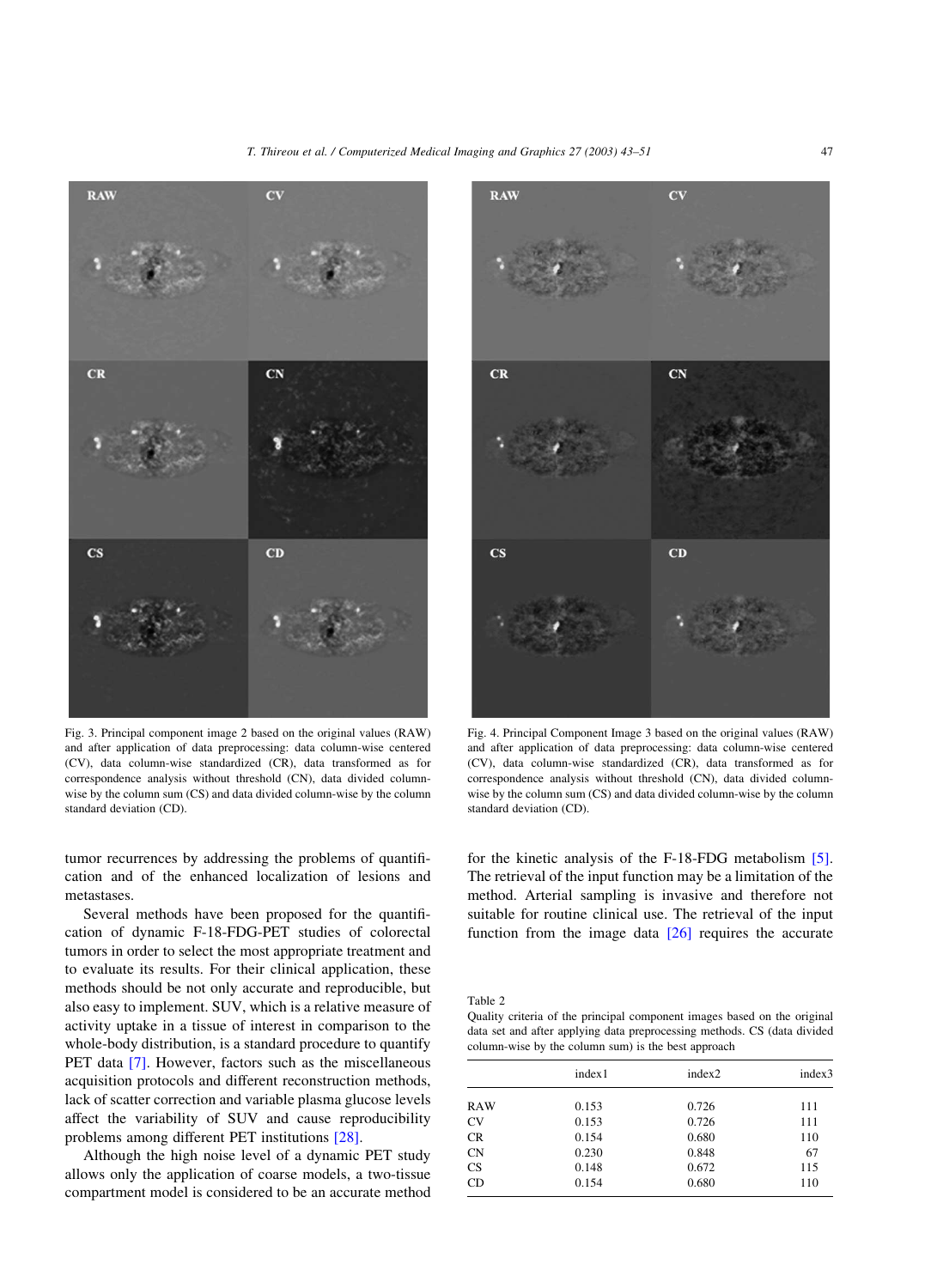Fig. 3. Principal component image 2 based on the original values (RAW) and after application of data preprocessing: data column-wise centered (CV), data column-wise standardized (CR), data transformed as for correspondence analysis without threshold (CN), data divided column-wise by the column sum (CS) and data divided column-wise by the column standard deviation (CD).

Fig. 4. Principal Component Image 3 based on the original values (RAW) and after application of data preprocessing: data column-wise centered (CV), data column-wise standardized (CR), data transformed as for correspondence analysis without threshold (CN), data divided column-wise by the column sum (CS) and data divided column-wise by the column standard deviation (CD).

tumor recurrences by addressing the problems of quantification and of the enhanced localization of lesions and metastases.

Several methods have been proposed for the quantification of dynamic F-18-FDG-PET studies of colorectal tumors in order to select the most appropriate treatment and to evaluate its results. For their clinical application, these methods should be not only accurate and reproducible, but also easy to implement. SUV, which is a relative measure of activity uptake in a tissue of interest in comparison to the whole-body distribution, is a standard procedure to quantify PET data [7]. However, factors such as the miscellaneous acquisition protocols and different reconstruction methods, lack of scatter correction and variable plasma glucose levels affect the variability of SUV and cause reproducibility problems among different PET institutions [28].

Although the high noise level of a dynamic PET study allows only the application of coarse models, a two-tissue compartment model is considered to be an accurate method for the kinetic analysis of the F-18-FDG metabolism [5]. The retrieval of the input function may be a limitation of the method. Arterial sampling is invasive and therefore not suitable for routine clinical use. The retrieval of the input function from the image data [26] requires the accurate

Table 2
Quality criteria of the principal component images based on the original data set and after applying data preprocessing methods. CS (data divided column-wise by the column sum) is the best approach

| | index1 | index2 | index3 |
|---|---|---|---|
| RAW | 0.153 | 0.726 | 111 |
| CV | 0.153 | 0.726 | 111 |
| CR | 0.154 | 0.680 | 110 |
| CN | 0.230 | 0.848 | 67 |
| CS | 0.148 | 0.672 | 115 |
| CD | 0.154 | 0.680 | 110 |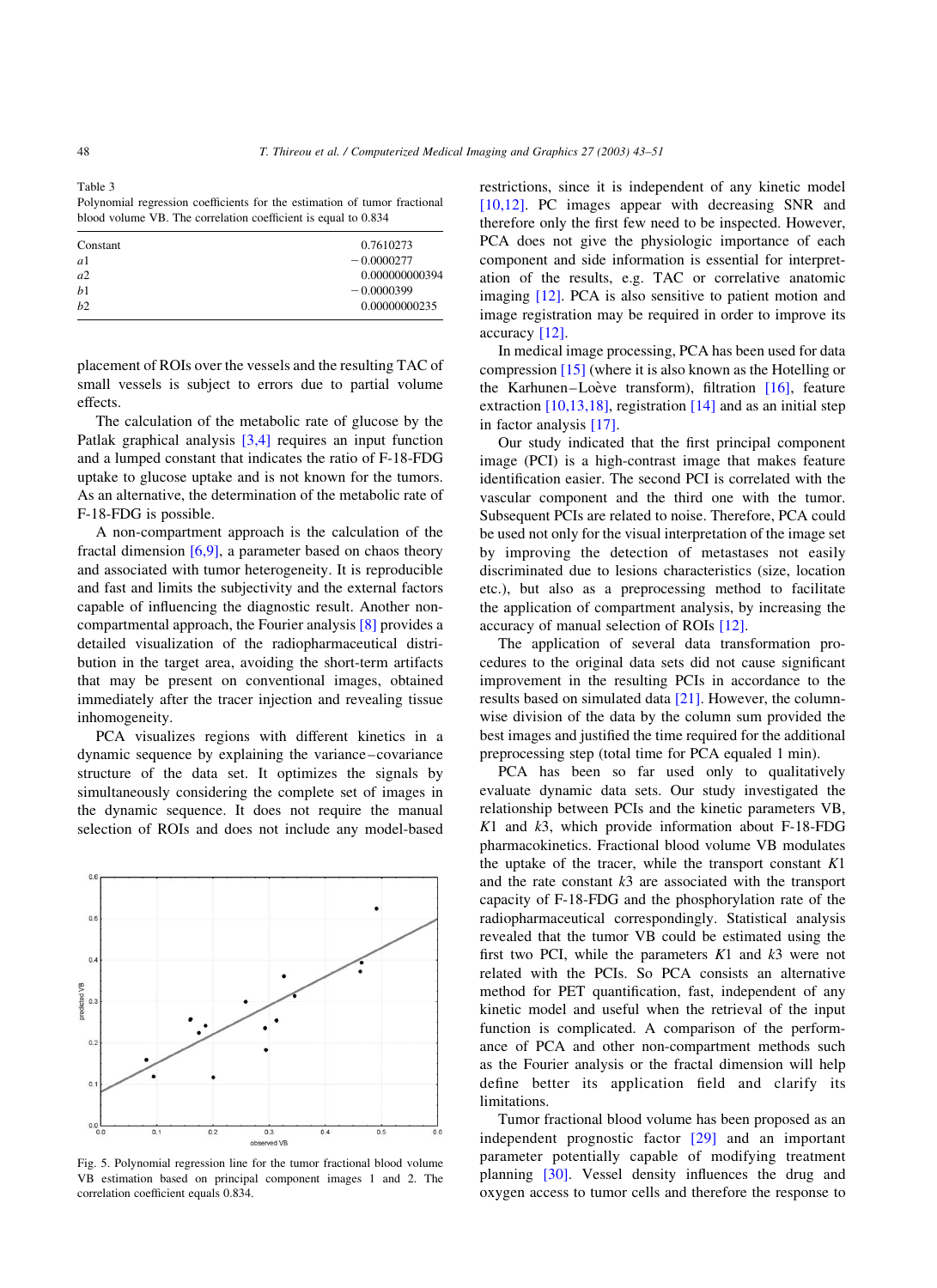Table 3
Polynomial regression coefficients for the estimation of tumor fractional blood volume VB. The correlation coefficient is equal to 0.834

| | |
|---|---|
| Constant | 0.7610273 |
| $a1$ | −0.0000277 |
| $a2$ | 0.000000000394 |
| $b1$ | −0.0000399 |
| $b2$ | 0.00000000235 |

placement of ROIs over the vessels and the resulting TAC of small vessels is subject to errors due to partial volume effects.

The calculation of the metabolic rate of glucose by the Patlak graphical analysis [3,4] requires an input function and a lumped constant that indicates the ratio of F-18-FDG uptake to glucose uptake and is not known for the tumors. As an alternative, the determination of the metabolic rate of F-18-FDG is possible.

A non-compartment approach is the calculation of the fractal dimension [6,9], a parameter based on chaos theory and associated with tumor heterogeneity. It is reproducible and fast and limits the subjectivity and the external factors capable of influencing the diagnostic result. Another non-compartmental approach, the Fourier analysis [8] provides a detailed visualization of the radiopharmaceutical distribution in the target area, avoiding the short-term artifacts that may be present on conventional images, obtained immediately after the tracer injection and revealing tissue inhomogeneity.

PCA visualizes regions with different kinetics in a dynamic sequence by explaining the variance–covariance structure of the data set. It optimizes the signals by simultaneously considering the complete set of images in the dynamic sequence. It does not require the manual selection of ROIs and does not include any model-based

Fig. 5. Polynomial regression line for the tumor fractional blood volume VB estimation based on principal component images 1 and 2. The correlation coefficient equals 0.834.

restrictions, since it is independent of any kinetic model [10,12]. PC images appear with decreasing SNR and therefore only the first few need to be inspected. However, PCA does not give the physiologic importance of each component and side information is essential for interpretation of the results, e.g. TAC or correlative anatomic imaging [12]. PCA is also sensitive to patient motion and image registration may be required in order to improve its accuracy [12].

In medical image processing, PCA has been used for data compression [15] (where it is also known as the Hotelling or the Karhunen–Loève transform), filtration [16], feature extraction [10,13,18], registration [14] and as an initial step in factor analysis [17].

Our study indicated that the first principal component image (PCI) is a high-contrast image that makes feature identification easier. The second PCI is correlated with the vascular component and the third one with the tumor. Subsequent PCIs are related to noise. Therefore, PCA could be used not only for the visual interpretation of the image set by improving the detection of metastases not easily discriminated due to lesions characteristics (size, location etc.), but also as a preprocessing method to facilitate the application of compartment analysis, by increasing the accuracy of manual selection of ROIs [12].

The application of several data transformation procedures to the original data sets did not cause significant improvement in the resulting PCIs in accordance to the results based on simulated data [21]. However, the column-wise division of the data by the column sum provided the best images and justified the time required for the additional preprocessing step (total time for PCA equaled 1 min).

PCA has been so far used only to qualitatively evaluate dynamic data sets. Our study investigated the relationship between PCIs and the kinetic parameters VB, $K1$ and $k3$, which provide information about F-18-FDG pharmacokinetics. Fractional blood volume VB modulates the uptake of the tracer, while the transport constant $K1$ and the rate constant $k3$ are associated with the transport capacity of F-18-FDG and the phosphorylation rate of the radiopharmaceutical correspondingly. Statistical analysis revealed that the tumor VB could be estimated using the first two PCI, while the parameters $K1$ and $k3$ were not related with the PCIs. So PCA consists an alternative method for PET quantification, fast, independent of any kinetic model and useful when the retrieval of the input function is complicated. A comparison of the performance of PCA and other non-compartment methods such as the Fourier analysis or the fractal dimension will help define better its application field and clarify its limitations.

Tumor fractional blood volume has been proposed as an independent prognostic factor [29] and an important parameter potentially capable of modifying treatment planning [30]. Vessel density influences the drug and oxygen access to tumor cells and therefore the response to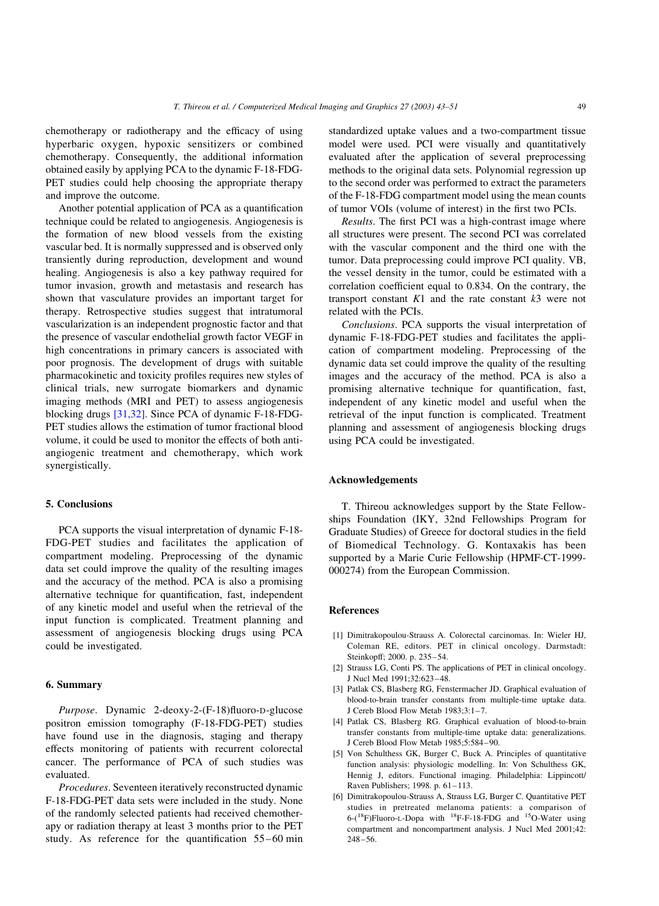chemotherapy or radiotherapy and the efficacy of using hyperbaric oxygen, hypoxic sensitizers or combined chemotherapy. Consequently, the additional information obtained easily by applying PCA to the dynamic F-18-FDG-PET studies could help choosing the appropriate therapy and improve the outcome.

Another potential application of PCA as a quantification technique could be related to angiogenesis. Angiogenesis is the formation of new blood vessels from the existing vascular bed. It is normally suppressed and is observed only transiently during reproduction, development and wound healing. Angiogenesis is also a key pathway required for tumor invasion, growth and metastasis and research has shown that vasculature provides an important target for therapy. Retrospective studies suggest that intratumoral vascularization is an independent prognostic factor and that the presence of vascular endothelial growth factor VEGF in high concentrations in primary cancers is associated with poor prognosis. The development of drugs with suitable pharmacokinetic and toxicity profiles requires new styles of clinical trials, new surrogate biomarkers and dynamic imaging methods (MRI and PET) to assess angiogenesis blocking drugs [31,32]. Since PCA of dynamic F-18-FDG-PET studies allows the estimation of tumor fractional blood volume, it could be used to monitor the effects of both anti-angiogenic treatment and chemotherapy, which work synergistically.

## 5. Conclusions

PCA supports the visual interpretation of dynamic F-18-FDG-PET studies and facilitates the application of compartment modeling. Preprocessing of the dynamic data set could improve the quality of the resulting images and the accuracy of the method. PCA is also a promising alternative technique for quantification, fast, independent of any kinetic model and useful when the retrieval of the input function is complicated. Treatment planning and assessment of angiogenesis blocking drugs using PCA could be investigated.

## 6. Summary

*Purpose*. Dynamic 2-deoxy-2-(F-18)fluoro-D-glucose positron emission tomography (F-18-FDG-PET) studies have found use in the diagnosis, staging and therapy effects monitoring of patients with recurrent colorectal cancer. The performance of PCA of such studies was evaluated.

*Procedures*. Seventeen iteratively reconstructed dynamic F-18-FDG-PET data sets were included in the study. None of the randomly selected patients had received chemotherapy or radiation therapy at least 3 months prior to the PET study. As reference for the quantification 55–60 min standardized uptake values and a two-compartment tissue model were used. PCI were visually and quantitatively evaluated after the application of several preprocessing methods to the original data sets. Polynomial regression up to the second order was performed to extract the parameters of the F-18-FDG compartment model using the mean counts of tumor VOIs (volume of interest) in the first two PCIs.

*Results*. The first PCI was a high-contrast image where all structures were present. The second PCI was correlated with the vascular component and the third one with the tumor. Data preprocessing could improve PCI quality. VB, the vessel density in the tumor, could be estimated with a correlation coefficient equal to 0.834. On the contrary, the transport constant $K1$ and the rate constant $k3$ were not related with the PCIs.

*Conclusions*. PCA supports the visual interpretation of dynamic F-18-FDG-PET studies and facilitates the application of compartment modeling. Preprocessing of the dynamic data set could improve the quality of the resulting images and the accuracy of the method. PCA is also a promising alternative technique for quantification, fast, independent of any kinetic model and useful when the retrieval of the input function is complicated. Treatment planning and assessment of angiogenesis blocking drugs using PCA could be investigated.

## Acknowledgements

T. Thireou acknowledges support by the State Fellowships Foundation (IKY, 32nd Fellowships Program for Graduate Studies) of Greece for doctoral studies in the field of Biomedical Technology. G. Kontaxakis has been supported by a Marie Curie Fellowship (HPMF-CT-1999-000274) from the European Commission.

## References

[1] Dimitrakopoulou-Strauss A. Colorectal carcinomas. In: Wieler HJ, Coleman RE, editors. PET in clinical oncology. Darmstadt: Steinkopff; 2000. p. 235–54.

[2] Strauss LG, Conti PS. The applications of PET in clinical oncology. J Nucl Med 1991;32:623–48.

[3] Patlak CS, Blasberg RG, Fenstermacher JD. Graphical evaluation of blood-to-brain transfer constants from multiple-time uptake data. J Cereb Blood Flow Metab 1983;3:1–7.

[4] Patlak CS, Blasberg RG. Graphical evaluation of blood-to-brain transfer constants from multiple-time uptake data: generalizations. J Cereb Blood Flow Metab 1985;5:584–90.

[5] Von Schulthess GK, Burger C, Buck A. Principles of quantitative function analysis: physiologic modelling. In: Von Schulthess GK, Hennig J, editors. Functional imaging. Philadelphia: Lippincott/Raven Publishers; 1998. p. 61–113.

[6] Dimitrakopoulou-Strauss A, Strauss LG, Burger C. Quantitative PET studies in pretreated melanoma patients: a comparison of 6-($^{18}$F)Fluoro-L-Dopa with $^{18}$F-F-18-FDG and $^{15}$O-Water using compartment and noncompartment analysis. J Nucl Med 2001;42:248–56.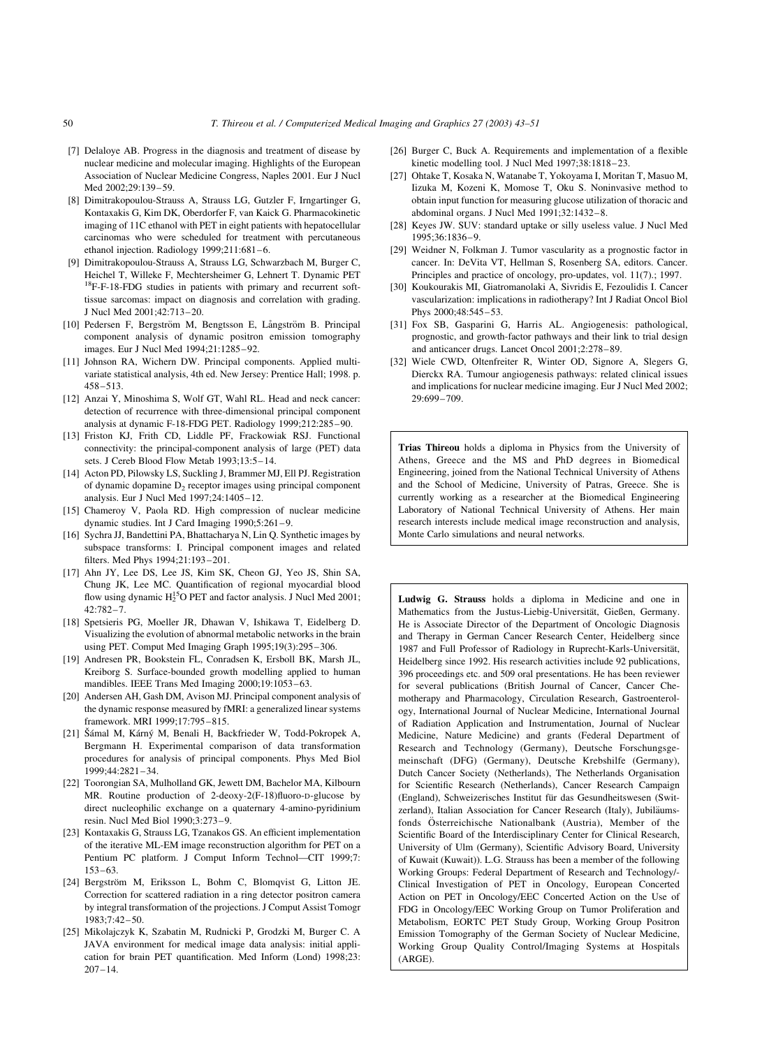[7] Delaloye AB. Progress in the diagnosis and treatment of disease by nuclear medicine and molecular imaging. Highlights of the European Association of Nuclear Medicine Congress, Naples 2001. Eur J Nucl Med 2002;29:139–59.

[8] Dimitrakopoulou-Strauss A, Strauss LG, Gutzler F, Irngartinger G, Kontaxakis G, Kim DK, Oberdorfer F, van Kaick G. Pharmacokinetic imaging of 11C ethanol with PET in eight patients with hepatocellular carcinomas who were scheduled for treatment with percutaneous ethanol injection. Radiology 1999;211:681–6.

[9] Dimitrakopoulou-Strauss A, Strauss LG, Schwarzbach M, Burger C, Heichel T, Willeke F, Mechtersheimer G, Lehnert T. Dynamic PET $^{18}$F-F-18-FDG studies in patients with primary and recurrent soft-tissue sarcomas: impact on diagnosis and correlation with grading. J Nucl Med 2001;42:713–20.

[10] Pedersen F, Bergström M, Bengtsson E, Långström B. Principal component analysis of dynamic positron emission tomography images. Eur J Nucl Med 1994;21:1285–92.

[11] Johnson RA, Wichern DW. Principal components. Applied multivariate statistical analysis, 4th ed. New Jersey: Prentice Hall; 1998. p. 458–513.

[12] Anzai Y, Minoshima S, Wolf GT, Wahl RL. Head and neck cancer: detection of recurrence with three-dimensional principal component analysis at dynamic F-18-FDG PET. Radiology 1999;212:285–90.

[13] Friston KJ, Frith CD, Liddle PF, Frackowiak RSJ. Functional connectivity: the principal-component analysis of large (PET) data sets. J Cereb Blood Flow Metab 1993;13:5–14.

[14] Acton PD, Pilowsky LS, Suckling J, Brammer MJ, Ell PJ. Registration of dynamic dopamine $D_2$ receptor images using principal component analysis. Eur J Nucl Med 1997;24:1405–12.

[15] Chameroy V, Paola RD. High compression of nuclear medicine dynamic studies. Int J Card Imaging 1990;5:261–9.

[16] Sychra JJ, Bandettini PA, Bhattacharya N, Lin Q. Synthetic images by subspace transforms: I. Principal component images and related filters. Med Phys 1994;21:193–201.

[17] Ahn JY, Lee DS, Lee JS, Kim SK, Cheon GJ, Yeo JS, Shin SA, Chung JK, Lee MC. Quantification of regional myocardial blood flow using dynamic $H_2^{15}O$ PET and factor analysis. J Nucl Med 2001; 42:782–7.

[18] Spetsieris PG, Moeller JR, Dhawan V, Ishikawa T, Eidelberg D. Visualizing the evolution of abnormal metabolic networks in the brain using PET. Comput Med Imaging Graph 1995;19(3):295–306.

[19] Andresen PR, Bookstein FL, Conradsen K, Ersboll BK, Marsh JL, Kreiborg S. Surface-bounded growth modelling applied to human mandibles. IEEE Trans Med Imaging 2000;19:1053–63.

[20] Andersen AH, Gash DM, Avison MJ. Principal component analysis of the dynamic response measured by fMRI: a generalized linear systems framework. MRI 1999;17:795–815.

[21] Šámal M, Kárný M, Benali H, Backfrieder W, Todd-Pokropek A, Bergmann H. Experimental comparison of data transformation procedures for analysis of principal components. Phys Med Biol 1999;44:2821–34.

[22] Toorongian SA, Mulholland GK, Jewett DM, Bachelor MA, Kilbourn MR. Routine production of 2-deoxy-2(F-18)fluoro-D-glucose by direct nucleophilic exchange on a quaternary 4-amino-pyridinium resin. Nucl Med Biol 1990;3:273–9.

[23] Kontaxakis G, Strauss LG, Tzanakos GS. An efficient implementation of the iterative ML-EM image reconstruction algorithm for PET on a Pentium PC platform. J Comput Inform Technol—CIT 1999;7: 153–63.

[24] Bergström M, Eriksson L, Bohm C, Blomqvist G, Litton JE. Correction for scattered radiation in a ring detector positron camera by integral transformation of the projections. J Comput Assist Tomogr 1983;7:42–50.

[25] Mikolajczyk K, Szabatin M, Rudnicki P, Grodzki M, Burger C. A JAVA environment for medical image data analysis: initial application for brain PET quantification. Med Inform (Lond) 1998;23: 207–14.

[26] Burger C, Buck A. Requirements and implementation of a flexible kinetic modelling tool. J Nucl Med 1997;38:1818–23.

[27] Ohtake T, Kosaka N, Watanabe T, Yokoyama I, Moritan T, Masuo M, Iizuka M, Kozeni K, Momose T, Oku S. Noninvasive method to obtain input function for measuring glucose utilization of thoracic and abdominal organs. J Nucl Med 1991;32:1432–8.

[28] Keyes JW. SUV: standard uptake or silly useless value. J Nucl Med 1995;36:1836–9.

[29] Weidner N, Folkman J. Tumor vascularity as a prognostic factor in cancer. In: DeVita VT, Hellman S, Rosenberg SA, editors. Cancer. Principles and practice of oncology, pro-updates, vol. 11(7).; 1997.

[30] Koukourakis MI, Giatromanolaki A, Sivridis E, Fezoulidis I. Cancer vascularization: implications in radiotherapy? Int J Radiat Oncol Biol Phys 2000;48:545–53.

[31] Fox SB, Gasparini G, Harris AL. Angiogenesis: pathological, prognostic, and growth-factor pathways and their link to trial design and anticancer drugs. Lancet Oncol 2001;2:278–89.

[32] Wiele CWD, Oltenfreiter R, Winter OD, Signore A, Slegers G, Dierckx RA. Tumour angiogenesis pathways: related clinical issues and implications for nuclear medicine imaging. Eur J Nucl Med 2002; 29:699–709.

**Trias Thireou** holds a diploma in Physics from the University of Athens, Greece and the MS and PhD degrees in Biomedical Engineering, joined from the National Technical University of Athens and the School of Medicine, University of Patras, Greece. She is currently working as a researcher at the Biomedical Engineering Laboratory of National Technical University of Athens. Her main research interests include medical image reconstruction and analysis, Monte Carlo simulations and neural networks.

**Ludwig G. Strauss** holds a diploma in Medicine and one in Mathematics from the Justus-Liebig-Universität, Gießen, Germany. He is Associate Director of the Department of Oncologic Diagnosis and Therapy in German Cancer Research Center, Heidelberg since 1987 and Full Professor of Radiology in Ruprecht-Karls-Universität, Heidelberg since 1992. His research activities include 92 publications, 396 proceedings etc. and 509 oral presentations. He has been reviewer for several publications (British Journal of Cancer, Cancer Chemotherapy and Pharmacology, Circulation Research, Gastroenterology, International Journal of Nuclear Medicine, International Journal of Radiation Application and Instrumentation, Journal of Nuclear Medicine, Nature Medicine) and grants (Federal Department of Research and Technology (Germany), Deutsche Forschungsgemeinschaft (DFG) (Germany), Deutsche Krebshilfe (Germany), Dutch Cancer Society (Netherlands), The Netherlands Organisation for Scientific Research (Netherlands), Cancer Research Campaign (England), Schweizerisches Institut für das Gesundheitswesen (Switzerland), Italian Association for Cancer Research (Italy), Jubiläumsfonds Österreichische Nationalbank (Austria), Member of the Scientific Board of the Interdisciplinary Center for Clinical Research, University of Ulm (Germany), Scientific Advisory Board, University of Kuwait (Kuwait)). L.G. Strauss has been a member of the following Working Groups: Federal Department of Research and Technology/-Clinical Investigation of PET in Oncology, European Concerted Action on PET in Oncology/EEC Concerted Action on the Use of FDG in Oncology/EEC Working Group on Tumor Proliferation and Metabolism, EORTC PET Study Group, Working Group Positron Emission Tomography of the German Society of Nuclear Medicine, Working Group Quality Control/Imaging Systems at Hospitals (ARGE).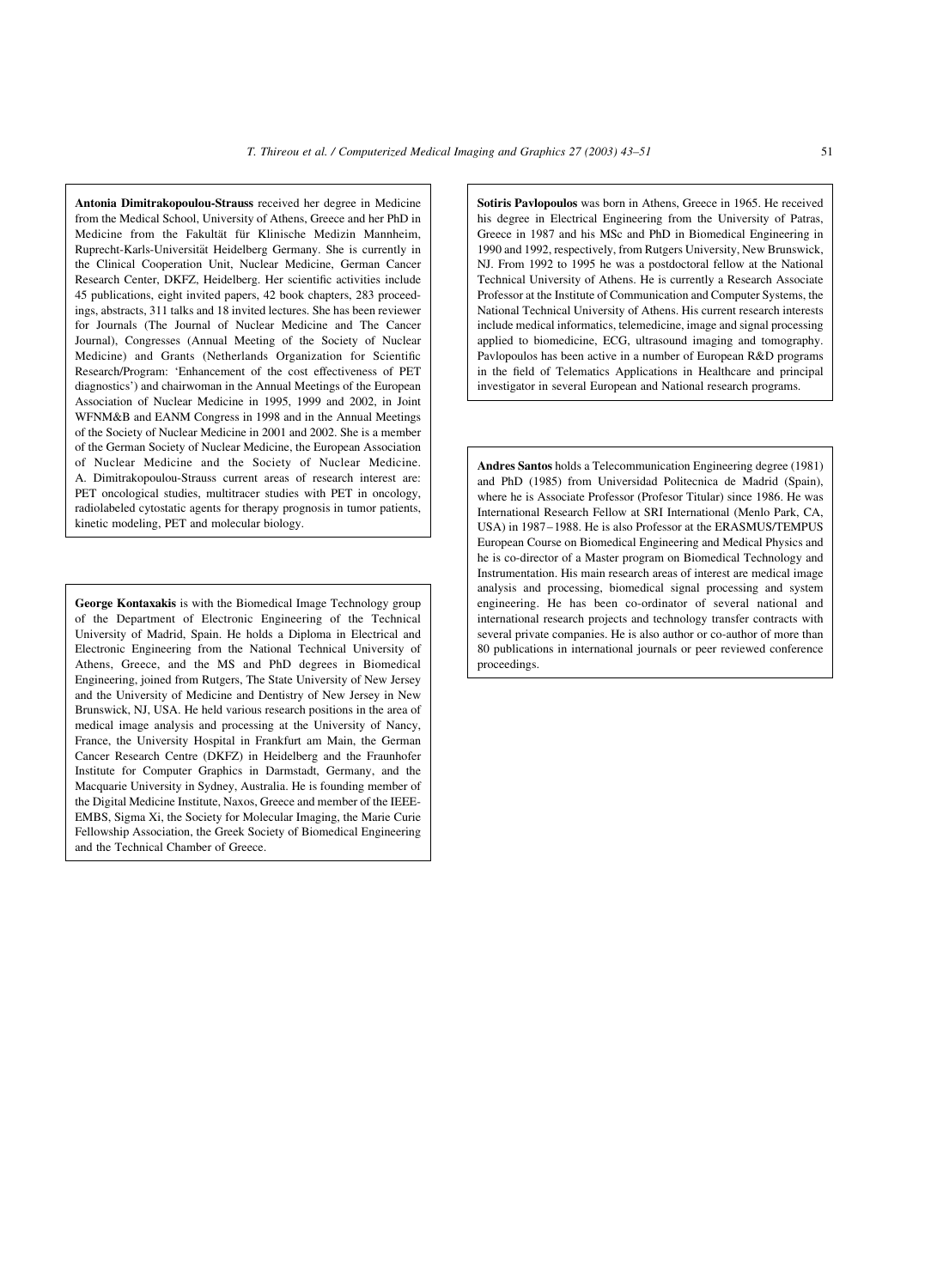**Antonia Dimitrakopoulou-Strauss** received her degree in Medicine from the Medical School, University of Athens, Greece and her PhD in Medicine from the Fakultät für Klinische Medizin Mannheim, Ruprecht-Karls-Universität Heidelberg Germany. She is currently in the Clinical Cooperation Unit, Nuclear Medicine, German Cancer Research Center, DKFZ, Heidelberg. Her scientific activities include 45 publications, eight invited papers, 42 book chapters, 283 proceedings, abstracts, 311 talks and 18 invited lectures. She has been reviewer for Journals (The Journal of Nuclear Medicine and The Cancer Journal), Congresses (Annual Meeting of the Society of Nuclear Medicine) and Grants (Netherlands Organization for Scientific Research/Program: 'Enhancement of the cost effectiveness of PET diagnostics') and chairwoman in the Annual Meetings of the European Association of Nuclear Medicine in 1995, 1999 and 2002, in Joint WFNM&B and EANM Congress in 1998 and in the Annual Meetings of the Society of Nuclear Medicine in 2001 and 2002. She is a member of the German Society of Nuclear Medicine, the European Association of Nuclear Medicine and the Society of Nuclear Medicine. A. Dimitrakopoulou-Strauss current areas of research interest are: PET oncological studies, multitracer studies with PET in oncology, radiolabeled cytostatic agents for therapy prognosis in tumor patients, kinetic modeling, PET and molecular biology.

**George Kontaxakis** is with the Biomedical Image Technology group of the Department of Electronic Engineering of the Technical University of Madrid, Spain. He holds a Diploma in Electrical and Electronic Engineering from the National Technical University of Athens, Greece, and the MS and PhD degrees in Biomedical Engineering, joined from Rutgers, The State University of New Jersey and the University of Medicine and Dentistry of New Jersey in New Brunswick, NJ, USA. He held various research positions in the area of medical image analysis and processing at the University of Nancy, France, the University Hospital in Frankfurt am Main, the German Cancer Research Centre (DKFZ) in Heidelberg and the Fraunhofer Institute for Computer Graphics in Darmstadt, Germany, and the Macquarie University in Sydney, Australia. He is founding member of the Digital Medicine Institute, Naxos, Greece and member of the IEEE-EMBS, Sigma Xi, the Society for Molecular Imaging, the Marie Curie Fellowship Association, the Greek Society of Biomedical Engineering and the Technical Chamber of Greece.

**Sotiris Pavlopoulos** was born in Athens, Greece in 1965. He received his degree in Electrical Engineering from the University of Patras, Greece in 1987 and his MSc and PhD in Biomedical Engineering in 1990 and 1992, respectively, from Rutgers University, New Brunswick, NJ. From 1992 to 1995 he was a postdoctoral fellow at the National Technical University of Athens. He is currently a Research Associate Professor at the Institute of Communication and Computer Systems, the National Technical University of Athens. His current research interests include medical informatics, telemedicine, image and signal processing applied to biomedicine, ECG, ultrasound imaging and tomography. Pavlopoulos has been active in a number of European R&D programs in the field of Telematics Applications in Healthcare and principal investigator in several European and National research programs.

**Andres Santos** holds a Telecommunication Engineering degree (1981) and PhD (1985) from Universidad Politecnica de Madrid (Spain), where he is Associate Professor (Profesor Titular) since 1986. He was International Research Fellow at SRI International (Menlo Park, CA, USA) in 1987–1988. He is also Professor at the ERASMUS/TEMPUS European Course on Biomedical Engineering and Medical Physics and he is co-director of a Master program on Biomedical Technology and Instrumentation. His main research areas of interest are medical image analysis and processing, biomedical signal processing and system engineering. He has been co-ordinator of several national and international research projects and technology transfer contracts with several private companies. He is also author or co-author of more than 80 publications in international journals or peer reviewed conference proceedings.